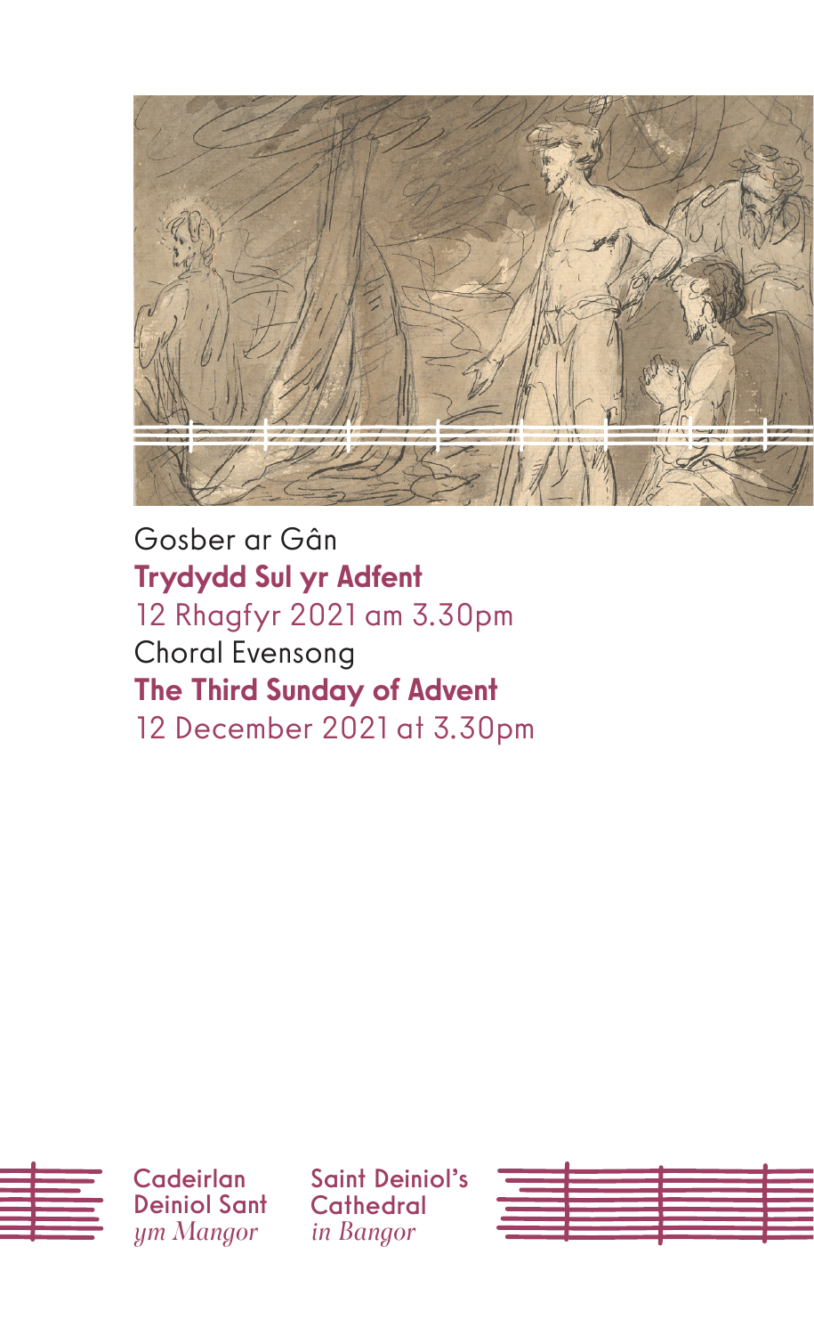Gosber ar Gân

**Trydydd Sul yr Adfent**

12 Rhagfyr 2021 am 3.30pm

Choral Evensong

**The Third Sunday of Advent**

12 December 2021 at 3.30pm

Cadeirlan Deiniol Sant *ym Mangor*

Saint Deiniol's Cathedral *in Bangor*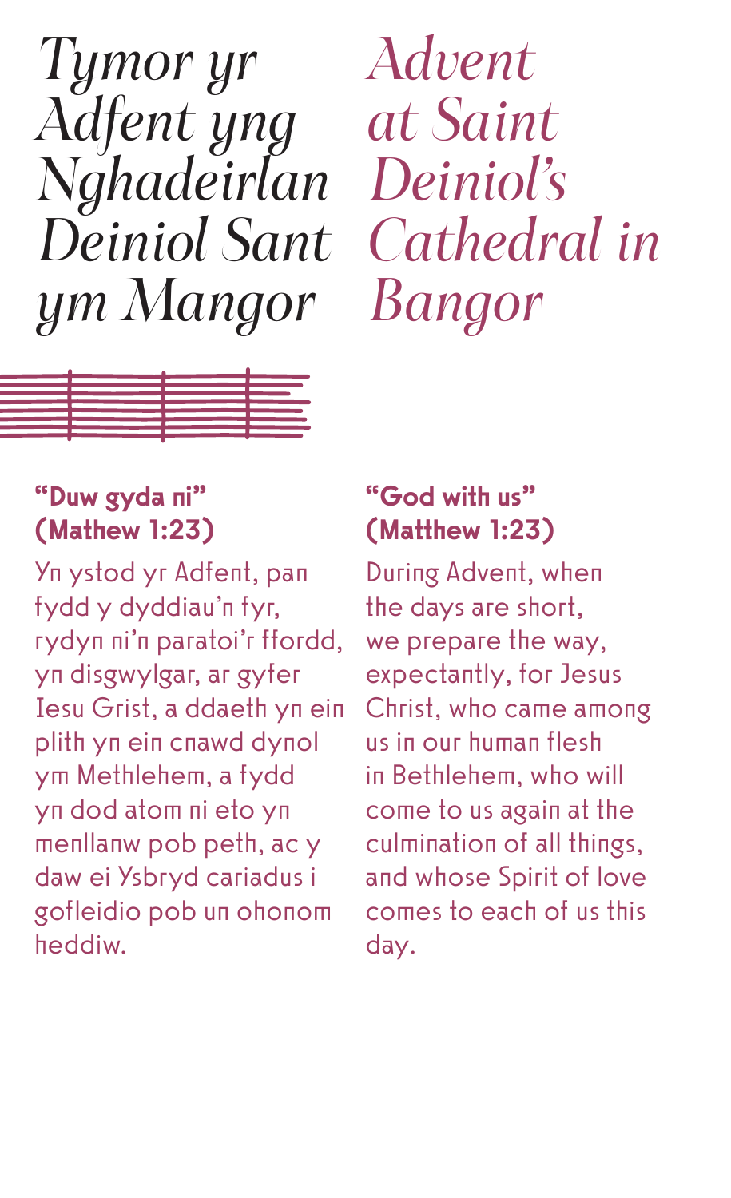# *Tymor yr Adfent yng Nghadeirlan Deiniol Sant ym Mangor*

# *Advent at Saint Deiniol's Cathedral in Bangor*

### "Duw gyda ni" (Mathew 1:23)

Yn ystod yr Adfent, pan fydd y dyddiau'n fyr, rydyn ni'n paratoi'r ffordd, yn disgwylgar, ar gyfer Iesu Grist, a ddaeth yn ein plith yn ein cnawd dynol ym Methlehem, a fydd yn dod atom ni eto yn menllanw pob peth, ac y daw ei Ysbryd cariadus i gofleidio pob un ohonom heddiw.

### "God with us" (Matthew 1:23)

During Advent, when the days are short, we prepare the way, expectantly, for Jesus Christ, who came among us in our human flesh in Bethlehem, who will come to us again at the culmination of all things, and whose Spirit of love comes to each of us this day.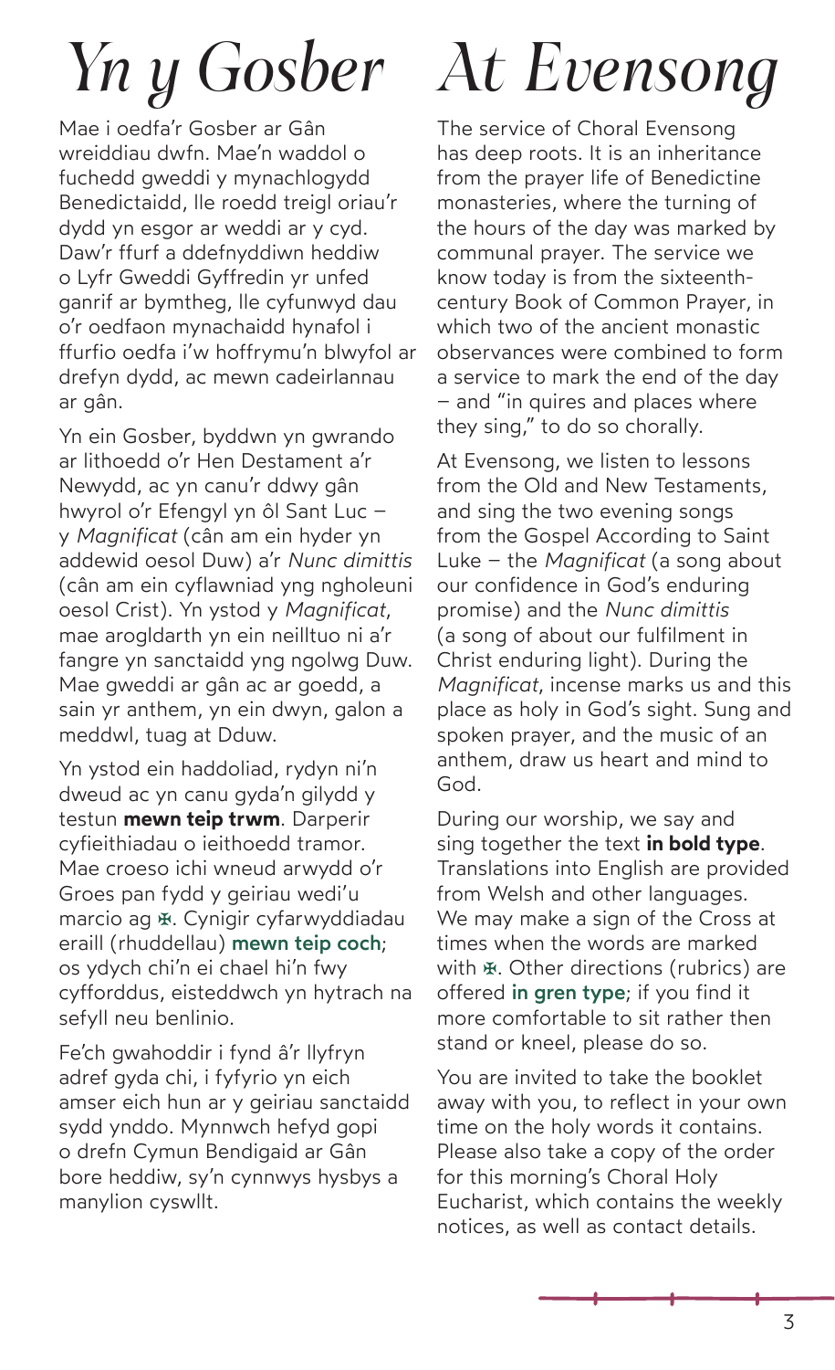# *Yn y Gosber*

Mae i oedfa'r Gosber ar Gân wreiddiau dwfn. Mae'n waddol o fuchedd gweddi y mynachlogydd Benedictaidd, lle roedd treigl oriau'r dydd yn esgor ar weddi ar y cyd. Daw'r ffurf a ddefnyddiwn heddiw o Lyfr Gweddi Gyffredin yr unfed ganrif ar bymtheg, lle cyfunwyd dau o'r oedfaon mynachaidd hynafol i ffurfio oedfa i'w hoffrymu'n blwyfol ar drefyn dydd, ac mewn cadeirlannau ar gân.

Yn ein Gosber, byddwn yn gwrando ar lithoedd o'r Hen Destament a'r Newydd, ac yn canu'r ddwy gân hwyrol o'r Efengyl yn ôl Sant Luc – y *Magnificat* (cân am ein hyder yn addewid oesol Duw) a'r *Nunc dimittis* (cân am ein cyflawniad yng ngholeuni oesol Crist). Yn ystod y *Magnificat*, mae arogldarth yn ein neilltuo ni a'r fangre yn sanctaidd yng ngolwg Duw. Mae gweddi ar gân ac ar goedd, a sain yr anthem, yn ein dwyn, galon a meddwl, tuag at Dduw.

Yn ystod ein haddoliad, rydyn ni'n dweud ac yn canu gyda'n gilydd y testun **mewn teip trwm**. Darperir cyfieithiadau o ieithoedd tramor. Mae croeso ichi wneud arwydd o'r Groes pan fydd y geiriau wedi'u marcio ag ✠. Cynigir cyfarwyddiadau eraill (rhuddellau) **mewn teip coch**; os ydych chi'n ei chael hi'n fwy cyfforddus, eisteddwch yn hytrach na sefyll neu benlinio.

Fe'ch gwahoddir i fynd â'r llyfryn adref gyda chi, i fyfyrio yn eich amser eich hun ar y geiriau sanctaidd sydd ynddo. Mynnwch hefyd gopi o drefn Cymun Bendigaid ar Gân bore heddiw, sy'n cynnwys hysbys a manylion cyswllt.

# *At Evensong*

The service of Choral Evensong has deep roots. It is an inheritance from the prayer life of Benedictine monasteries, where the turning of the hours of the day was marked by communal prayer. The service we know today is from the sixteenth-century Book of Common Prayer, in which two of the ancient monastic observances were combined to form a service to mark the end of the day – and "in quires and places where they sing," to do so chorally.

At Evensong, we listen to lessons from the Old and New Testaments, and sing the two evening songs from the Gospel According to Saint Luke – the *Magnificat* (a song about our confidence in God's enduring promise) and the *Nunc dimittis* (a song of about our fulfilment in Christ enduring light). During the *Magnificat*, incense marks us and this place as holy in God's sight. Sung and spoken prayer, and the music of an anthem, draw us heart and mind to God.

During our worship, we say and sing together the text **in bold type**. Translations into English are provided from Welsh and other languages. We may make a sign of the Cross at times when the words are marked with ✠. Other directions (rubrics) are offered **in gren type**; if you find it more comfortable to sit rather then stand or kneel, please do so.

You are invited to take the booklet away with you, to reflect in your own time on the holy words it contains. Please also take a copy of the order for this morning's Choral Holy Eucharist, which contains the weekly notices, as well as contact details.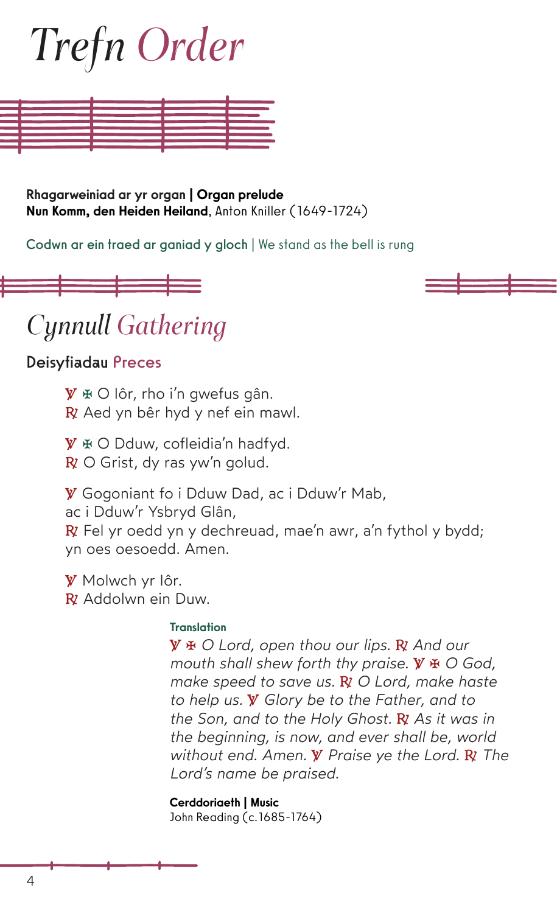# Trefn *Order*

**Rhagarweiniad ar yr organ | Organ prelude**
**Nun Komm, den Heiden Heiland**, Anton Kniller (1649-1724)

Codwn ar ein traed ar ganiad y gloch | We stand as the bell is rung

## Cynnull *Gathering*

### Deisyfiadau Preces

℣ ✠ O Iôr, rho i'n gwefus gân.
℟ Aed yn bêr hyd y nef ein mawl.

℣ ✠ O Dduw, cofleidia'n hadfyd.
℟ O Grist, dy ras yw'n golud.

℣ Gogoniant fo i Dduw Dad, ac i Dduw'r Mab,
ac i Dduw'r Ysbryd Glân,
℟ Fel yr oedd yn y dechreuad, mae'n awr, a'n fythol y bydd;
yn oes oesoedd. Amen.

℣ Molwch yr Iôr.
℟ Addolwn ein Duw.

**Translation**
*℣ ✠ O Lord, open thou our lips. ℟ And our mouth shall shew forth thy praise. ℣ ✠ O God, make speed to save us. ℟ O Lord, make haste to help us. ℣ Glory be to the Father, and to the Son, and to the Holy Ghost. ℟ As it was in the beginning, is now, and ever shall be, world without end. Amen. ℣ Praise ye the Lord. ℟ The Lord's name be praised.*

**Cerddoriaeth | Music**
John Reading (c.1685-1764)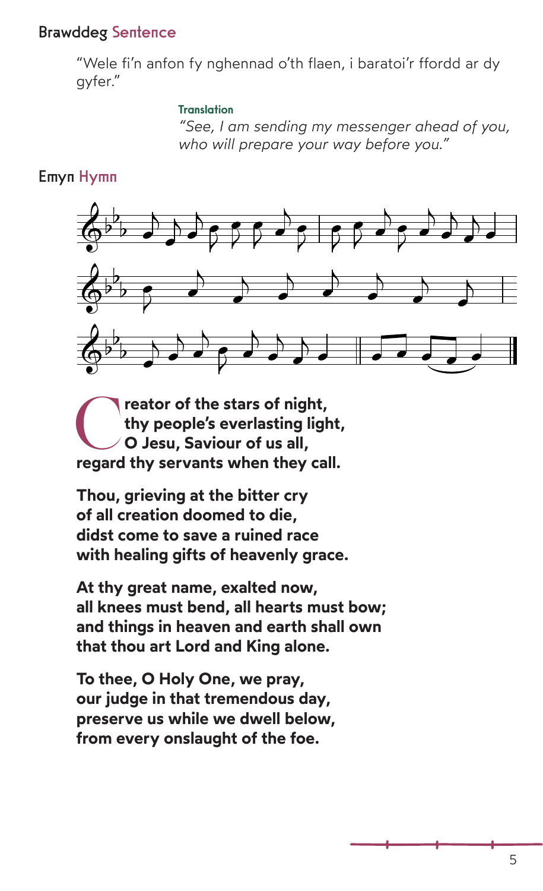## Brawddeg Sentence

"Wele fi'n anfon fy nghennad o'th flaen, i baratoi'r ffordd ar dy gyfer."

**Translation**

*"See, I am sending my messenger ahead of you, who will prepare your way before you."*

## Emyn Hymn

**Creator of the stars of night,
thy people's everlasting light,
O Jesu, Saviour of us all,
regard thy servants when they call.**

**Thou, grieving at the bitter cry
of all creation doomed to die,
didst come to save a ruined race
with healing gifts of heavenly grace.**

**At thy great name, exalted now,
all knees must bend, all hearts must bow;
and things in heaven and earth shall own
that thou art Lord and King alone.**

**To thee, O Holy One, we pray,
our judge in that tremendous day,
preserve us while we dwell below,
from every onslaught of the foe.**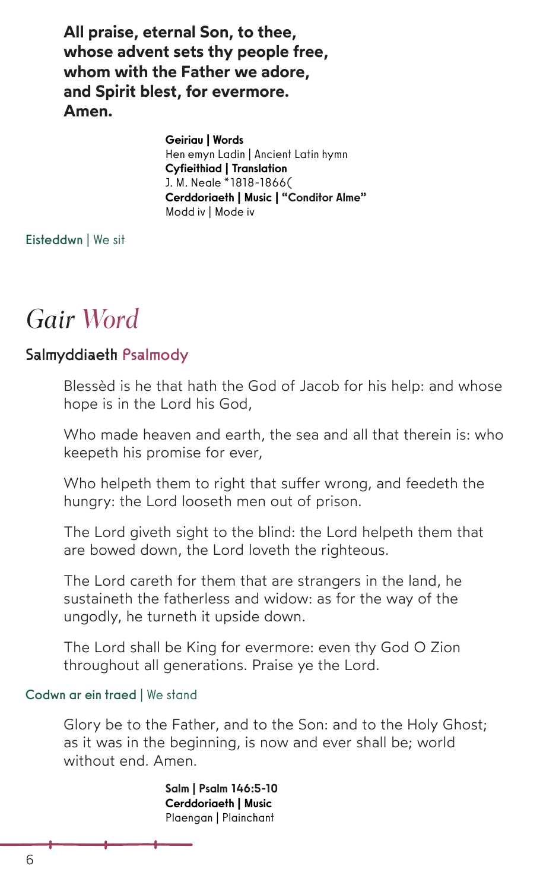**All praise, eternal Son, to thee,**
**whose advent sets thy people free,**
**whom with the Father we adore,**
**and Spirit blest, for evermore.**
**Amen.**

**Geiriau | Words**
Hen emyn Ladin | Ancient Latin hymn
**Cyfieithiad | Translation**
J. M. Neale *1818-1866(
**Cerddoriaeth | Music | "Conditor Alme"**
Modd iv | Mode iv

**Eisteddwn** | We sit

# *Gair Word*

## Salmyddiaeth Psalmody

Blessèd is he that hath the God of Jacob for his help: and whose hope is in the Lord his God,

Who made heaven and earth, the sea and all that therein is: who keepeth his promise for ever,

Who helpeth them to right that suffer wrong, and feedeth the hungry: the Lord looseth men out of prison.

The Lord giveth sight to the blind: the Lord helpeth them that are bowed down, the Lord loveth the righteous.

The Lord careth for them that are strangers in the land, he sustaineth the fatherless and widow: as for the way of the ungodly, he turneth it upside down.

The Lord shall be King for evermore: even thy God O Zion throughout all generations. Praise ye the Lord.

**Codwn ar ein traed** | We stand

Glory be to the Father, and to the Son: and to the Holy Ghost; as it was in the beginning, is now and ever shall be; world without end. Amen.

**Salm | Psalm 146:5-10**
**Cerddoriaeth | Music**
Plaengan | Plainchant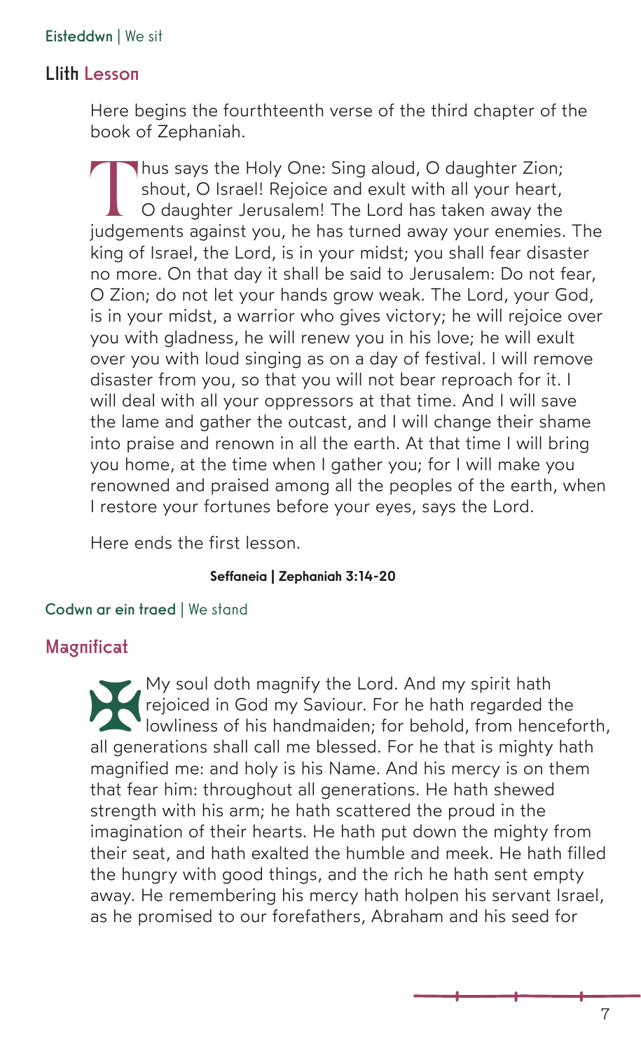**Eisteddwn** | We sit

## Llith Lesson

Here begins the fourthteenth verse of the third chapter of the book of Zephaniah.

Thus says the Holy One: Sing aloud, O daughter Zion; shout, O Israel! Rejoice and exult with all your heart, O daughter Jerusalem! The Lord has taken away the judgements against you, he has turned away your enemies. The king of Israel, the Lord, is in your midst; you shall fear disaster no more. On that day it shall be said to Jerusalem: Do not fear, O Zion; do not let your hands grow weak. The Lord, your God, is in your midst, a warrior who gives victory; he will rejoice over you with gladness, he will renew you in his love; he will exult over you with loud singing as on a day of festival. I will remove disaster from you, so that you will not bear reproach for it. I will deal with all your oppressors at that time. And I will save the lame and gather the outcast, and I will change their shame into praise and renown in all the earth. At that time I will bring you home, at the time when I gather you; for I will make you renowned and praised among all the peoples of the earth, when I restore your fortunes before your eyes, says the Lord.

Here ends the first lesson.

**Seffaneia | Zephaniah 3:14-20**

**Codwn ar ein traed** | We stand

## Magnificat

My soul doth magnify the Lord. And my spirit hath rejoiced in God my Saviour. For he hath regarded the lowliness of his handmaiden; for behold, from henceforth, all generations shall call me blessed. For he that is mighty hath magnified me: and holy is his Name. And his mercy is on them that fear him: throughout all generations. He hath shewed strength with his arm; he hath scattered the proud in the imagination of their hearts. He hath put down the mighty from their seat, and hath exalted the humble and meek. He hath filled the hungry with good things, and the rich he hath sent empty away. He remembering his mercy hath holpen his servant Israel, as he promised to our forefathers, Abraham and his seed for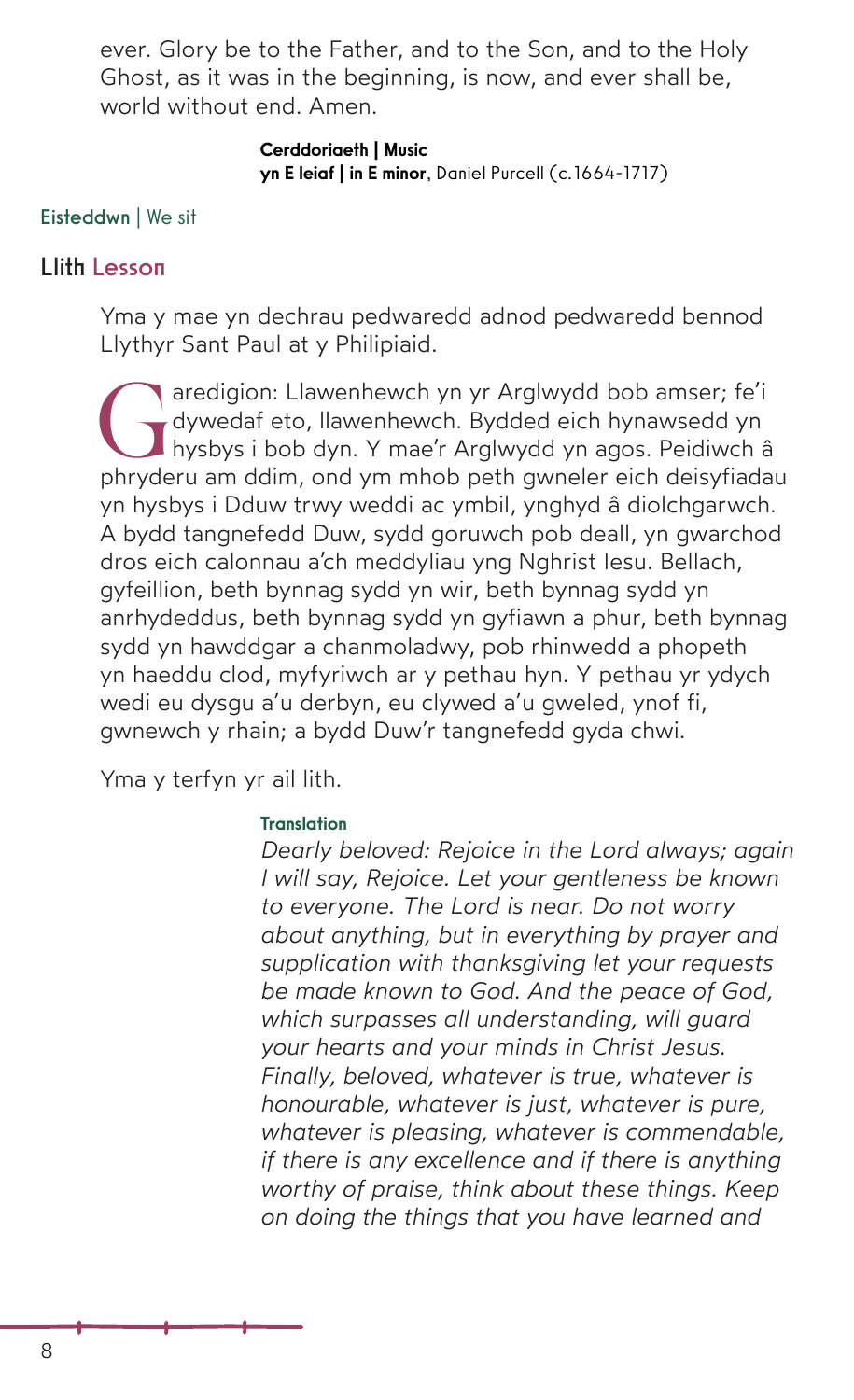ever. Glory be to the Father, and to the Son, and to the Holy Ghost, as it was in the beginning, is now, and ever shall be, world without end. Amen.

**Cerddoriaeth | Music**
**yn E leiaf | in E minor**, Daniel Purcell (c.1664-1717)

**Eisteddwn** | We sit

## Llith Lesson

Yma y mae yn dechrau pedwaredd adnod pedwaredd bennod Llythyr Sant Paul at y Philipiaid.

Garedigion: Llawenhewch yn yr Arglwydd bob amser; fe'i dywedaf eto, llawenhewch. Bydded eich hynawsedd yn hysbys i bob dyn. Y mae'r Arglwydd yn agos. Peidiwch â phryderu am ddim, ond ym mhob peth gwneler eich deisyfiadau yn hysbys i Dduw trwy weddi ac ymbil, ynghyd â diolchgarwch. A bydd tangnefedd Duw, sydd goruwch pob deall, yn gwarchod dros eich calonnau a'ch meddyliau yng Nghrist Iesu. Bellach, gyfeillion, beth bynnag sydd yn wir, beth bynnag sydd yn anrhydeddus, beth bynnag sydd yn gyfiawn a phur, beth bynnag sydd yn hawddgar a chanmoladwy, pob rhinwedd a phopeth yn haeddu clod, myfyriwch ar y pethau hyn. Y pethau yr ydych wedi eu dysgu a'u derbyn, eu clywed a'u gweled, ynof fi, gwnewch y rhain; a bydd Duw'r tangnefedd gyda chwi.

Yma y terfyn yr ail lith.

**Translation**

*Dearly beloved: Rejoice in the Lord always; again I will say, Rejoice. Let your gentleness be known to everyone. The Lord is near. Do not worry about anything, but in everything by prayer and supplication with thanksgiving let your requests be made known to God. And the peace of God, which surpasses all understanding, will guard your hearts and your minds in Christ Jesus. Finally, beloved, whatever is true, whatever is honourable, whatever is just, whatever is pure, whatever is pleasing, whatever is commendable, if there is any excellence and if there is anything worthy of praise, think about these things. Keep on doing the things that you have learned and*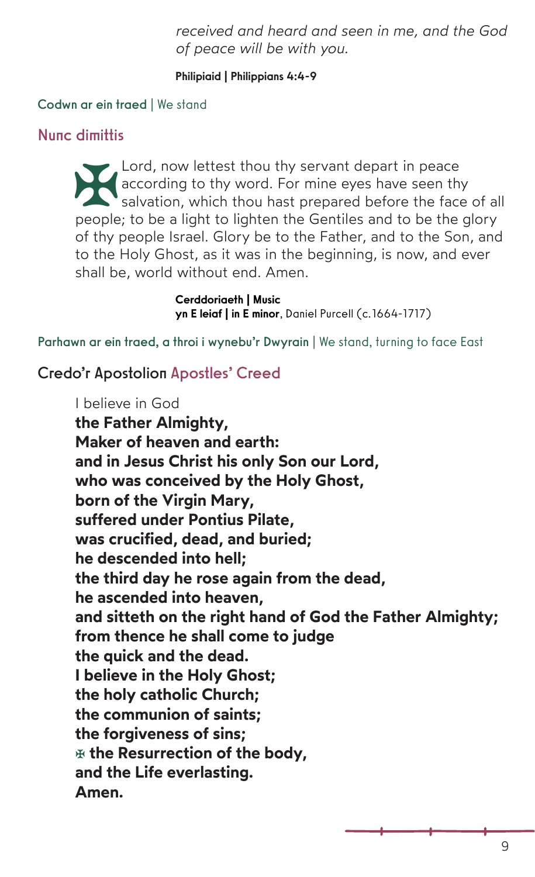*received and heard and seen in me, and the God of peace will be with you.*

**Philipiaid | Philippians 4:4-9**

**Codwn ar ein traed** | We stand

## Nunc dimittis

Lord, now lettest thou thy servant depart in peace according to thy word. For mine eyes have seen thy salvation, which thou hast prepared before the face of all people; to be a light to lighten the Gentiles and to be the glory of thy people Israel. Glory be to the Father, and to the Son, and to the Holy Ghost, as it was in the beginning, is now, and ever shall be, world without end. Amen.

**Cerddoriaeth | Music**
**yn E leiaf | in E minor**, Daniel Purcell (c.1664-1717)

**Parhawn ar ein traed, a throi i wynebu'r Dwyrain** | We stand, turning to face East

## Credo'r Apostolion Apostles' Creed

I believe in God
**the Father Almighty,**
**Maker of heaven and earth:**
**and in Jesus Christ his only Son our Lord,**
**who was conceived by the Holy Ghost,**
**born of the Virgin Mary,**
**suffered under Pontius Pilate,**
**was crucified, dead, and buried;**
**he descended into hell;**
**the third day he rose again from the dead,**
**he ascended into heaven,**
**and sitteth on the right hand of God the Father Almighty;**
**from thence he shall come to judge**
**the quick and the dead.**
**I believe in the Holy Ghost;**
**the holy catholic Church;**
**the communion of saints;**
**the forgiveness of sins;**
✠ **the Resurrection of the body,**
**and the Life everlasting.**
**Amen.**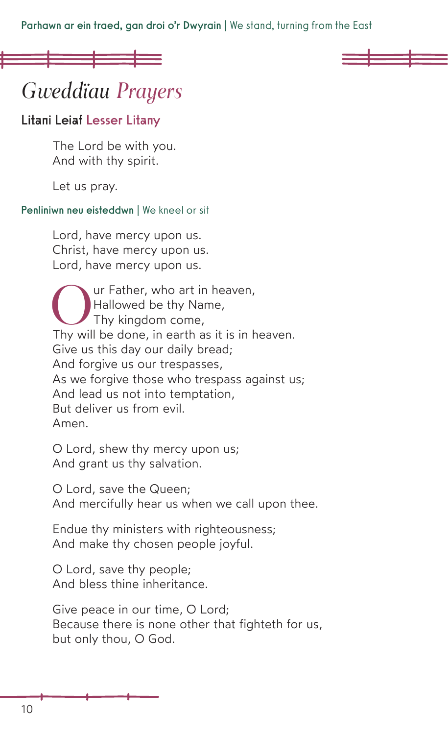Parhawn ar ein traed, gan droi o'r Dwyrain | We stand, turning from the East

# *Gweddïau Prayers*

## Litani Leiaf Lesser Litany

The Lord be with you.
And with thy spirit.

Let us pray.

Penliniwn neu eisteddwn | We kneel or sit

Lord, have mercy upon us.
Christ, have mercy upon us.
Lord, have mercy upon us.

Our Father, who art in heaven,
Hallowed be thy Name,
Thy kingdom come,
Thy will be done, in earth as it is in heaven.
Give us this day our daily bread;
And forgive us our trespasses,
As we forgive those who trespass against us;
And lead us not into temptation,
But deliver us from evil.
Amen.

O Lord, shew thy mercy upon us;
And grant us thy salvation.

O Lord, save the Queen;
And mercifully hear us when we call upon thee.

Endue thy ministers with righteousness;
And make thy chosen people joyful.

O Lord, save thy people;
And bless thine inheritance.

Give peace in our time, O Lord;
Because there is none other that fighteth for us,
but only thou, O God.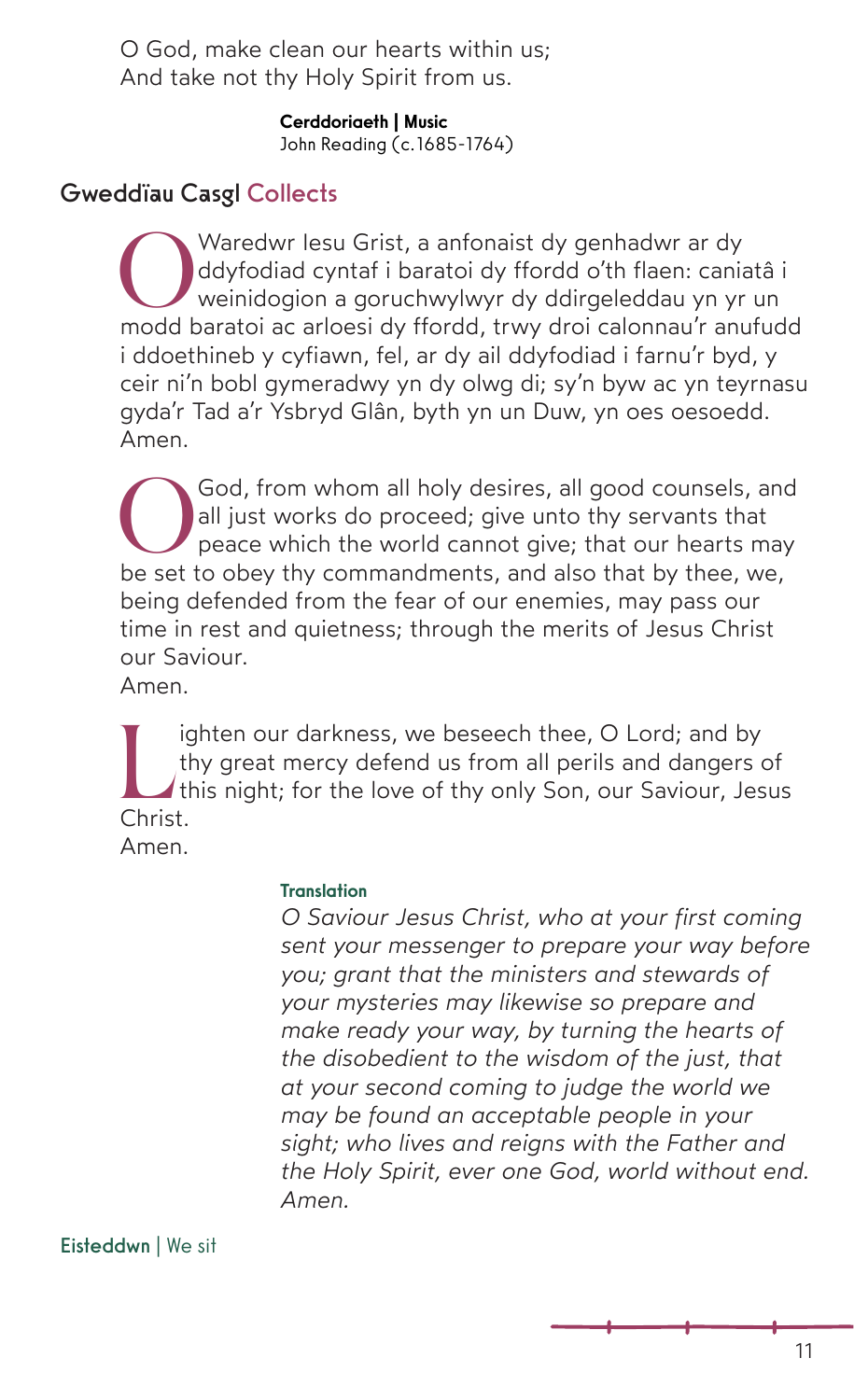O God, make clean our hearts within us;
And take not thy Holy Spirit from us.

**Cerddoriaeth | Music**
John Reading (c.1685-1764)

## Gweddïau Casgl Collects

O Waredwr Iesu Grist, a anfonaist dy genhadwr ar dy ddyfodiad cyntaf i baratoi dy ffordd o'th flaen: caniatâ i weinidogion a goruchwylwyr dy ddirgeleddau yn yr un modd baratoi ac arloesi dy ffordd, trwy droi calonnau'r anufudd i ddoethineb y cyfiawn, fel, ar dy ail ddyfodiad i farnu'r byd, y ceir ni'n bobl gymeradwy yn dy olwg di; sy'n byw ac yn teyrnasu gyda'r Tad a'r Ysbryd Glân, byth yn un Duw, yn oes oesoedd.
Amen.

O God, from whom all holy desires, all good counsels, and all just works do proceed; give unto thy servants that peace which the world cannot give; that our hearts may be set to obey thy commandments, and also that by thee, we, being defended from the fear of our enemies, may pass our time in rest and quietness; through the merits of Jesus Christ our Saviour.
Amen.

Lighten our darkness, we beseech thee, O Lord; and by thy great mercy defend us from all perils and dangers of this night; for the love of thy only Son, our Saviour, Jesus Christ.
Amen.

**Translation**
*O Saviour Jesus Christ, who at your first coming sent your messenger to prepare your way before you; grant that the ministers and stewards of your mysteries may likewise so prepare and make ready your way, by turning the hearts of the disobedient to the wisdom of the just, that at your second coming to judge the world we may be found an acceptable people in your sight; who lives and reigns with the Father and the Holy Spirit, ever one God, world without end. Amen.*

**Eisteddwn** | We sit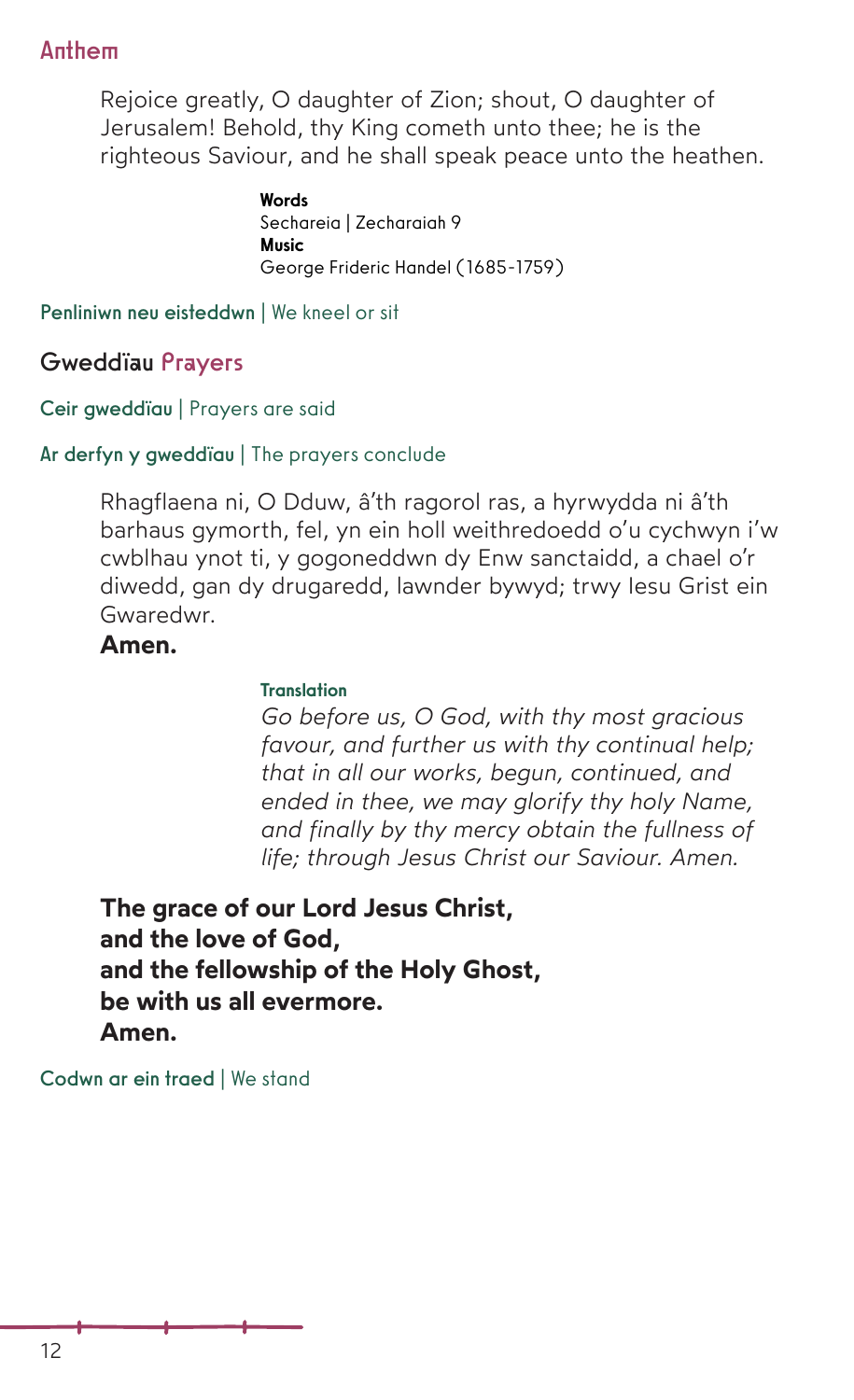## Anthem

Rejoice greatly, O daughter of Zion; shout, O daughter of Jerusalem! Behold, thy King cometh unto thee; he is the righteous Saviour, and he shall speak peace unto the heathen.

**Words**
Sechareia | Zecharaiah 9
**Music**
George Frideric Handel (1685-1759)

**Penliniwn neu eisteddwn** | We kneel or sit

## Gweddïau Prayers

**Ceir gweddïau** | Prayers are said

**Ar derfyn y gweddïau** | The prayers conclude

Rhagflaena ni, O Dduw, â'th ragorol ras, a hyrwydda ni â'th barhaus gymorth, fel, yn ein holl weithredoedd o'u cychwyn i'w cwblhau ynot ti, y gogoneddwn dy Enw sanctaidd, a chael o'r diwedd, gan dy drugaredd, lawnder bywyd; trwy Iesu Grist ein Gwaredwr.
**Amen.**

**Translation**
*Go before us, O God, with thy most gracious favour, and further us with thy continual help; that in all our works, begun, continued, and ended in thee, we may glorify thy holy Name, and finally by thy mercy obtain the fullness of life; through Jesus Christ our Saviour. Amen.*

**The grace of our Lord Jesus Christ,**
**and the love of God,**
**and the fellowship of the Holy Ghost,**
**be with us all evermore.**
**Amen.**

**Codwn ar ein traed** | We stand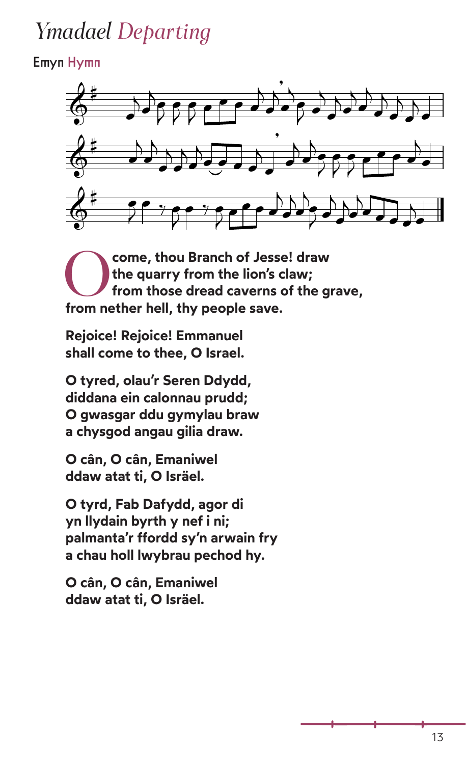# *Ymadael Departing*

**Emyn Hymn**

**O come, thou Branch of Jesse! draw the quarry from the lion's claw; from those dread caverns of the grave, from nether hell, thy people save.**

**Rejoice! Rejoice! Emmanuel shall come to thee, O Israel.**

**O tyred, olau'r Seren Ddydd, diddana ein calonnau prudd; O gwasgar ddu gymylau braw a chysgod angau gilia draw.**

**O cân, O cân, Emaniwel ddaw atat ti, O Isräel.**

**O tyrd, Fab Dafydd, agor di yn llydain byrth y nef i ni; palmanta'r ffordd sy'n arwain fry a chau holl lwybrau pechod hy.**

**O cân, O cân, Emaniwel ddaw atat ti, O Isräel.**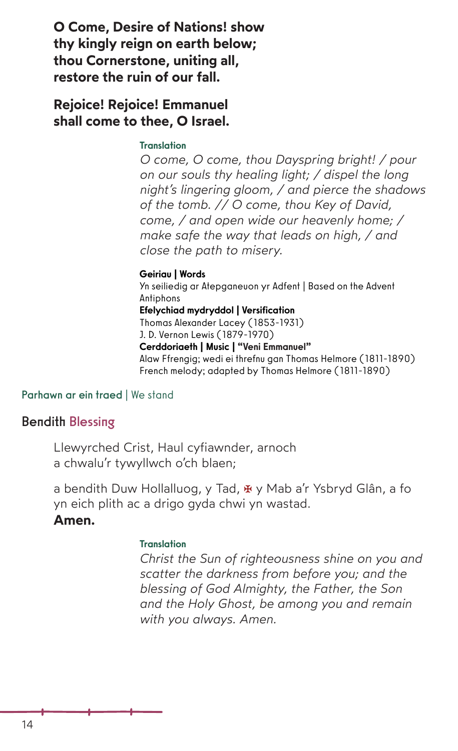**O Come, Desire of Nations! show thy kingly reign on earth below; thou Cornerstone, uniting all, restore the ruin of our fall.**

**Rejoice! Rejoice! Emmanuel shall come to thee, O Israel.**

**Translation**

*O come, O come, thou Dayspring bright! / pour on our souls thy healing light; / dispel the long night's lingering gloom, / and pierce the shadows of the tomb. // O come, thou Key of David, come, / and open wide our heavenly home; / make safe the way that leads on high, / and close the path to misery.*

**Geiriau | Words**
Yn seiliedig ar Atepganeuon yr Adfent | Based on the Advent Antiphons
**Efelychiad mydryddol | Versification**
Thomas Alexander Lacey (1853-1931)
J. D. Vernon Lewis (1879-1970)
**Cerddoriaeth | Music | "Veni Emmanuel"**
Alaw Ffrengig; wedi ei threfnu gan Thomas Helmore (1811-1890)
French melody; adapted by Thomas Helmore (1811-1890)

Parhawn ar ein traed | We stand

## Bendith Blessing

Llewyrched Crist, Haul cyfiawnder, arnoch
a chwalu'r tywyllwch o'ch blaen;

a bendith Duw Hollalluog, y Tad, ✠ y Mab a'r Ysbryd Glân, a fo yn eich plith ac a drigo gyda chwi yn wastad.
**Amen.**

**Translation**

*Christ the Sun of righteousness shine on you and scatter the darkness from before you; and the blessing of God Almighty, the Father, the Son and the Holy Ghost, be among you and remain with you always. Amen.*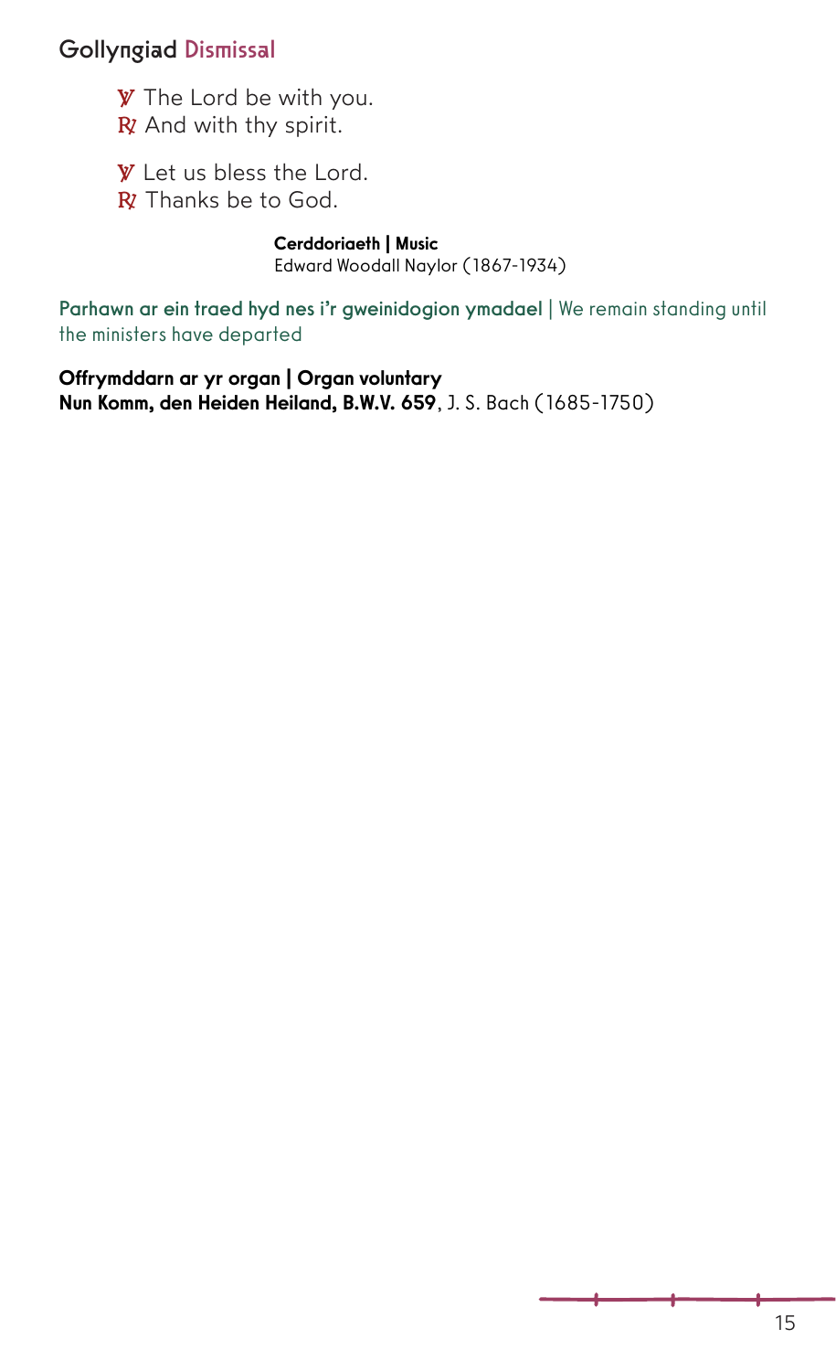## Gollyngiad Dismissal

℣ The Lord be with you.
℟ And with thy spirit.

℣ Let us bless the Lord.
℟ Thanks be to God.

**Cerddoriaeth | Music**
Edward Woodall Naylor (1867-1934)

Parhawn ar ein traed hyd nes i'r gweinidogion ymadael | We remain standing until the ministers have departed

**Offrymddarn ar yr organ | Organ voluntary**
**Nun Komm, den Heiden Heiland, B.W.V. 659**, J. S. Bach (1685-1750)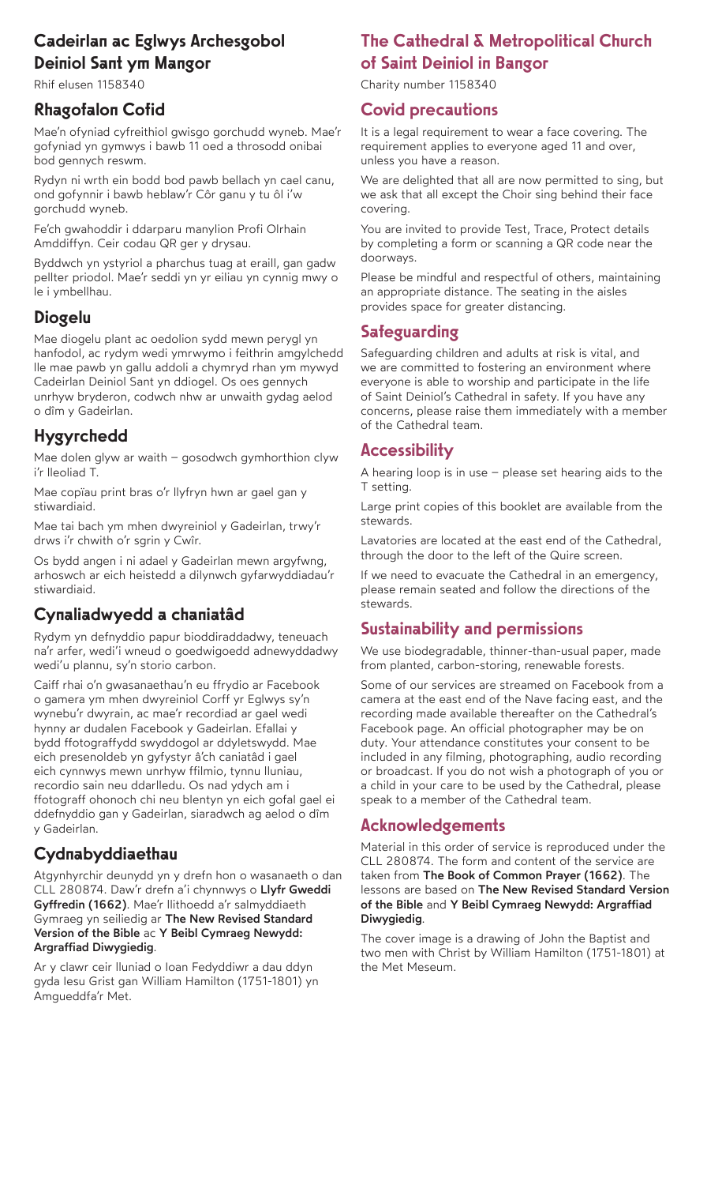## Cadeirlan ac Eglwys Archesgobol Deiniol Sant ym Mangor

Rhif elusen 1158340

### Rhagofalon Cofid

Mae'n ofyniad cyfreithiol gwisgo gorchudd wyneb. Mae'r gofyniad yn gymwys i bawb 11 oed a throsodd onibai bod gennych reswm.

Rydyn ni wrth ein bodd bod pawb bellach yn cael canu, ond gofynnir i bawb heblaw'r Côr ganu y tu ôl i'w gorchudd wyneb.

Fe'ch gwahoddir i ddarparu manylion Profi Olrhain Amddiffyn. Ceir codau QR ger y drysau.

Byddwch yn ystyriol a pharchus tuag at eraill, gan gadw pellter priodol. Mae'r seddi yn yr eiliau yn cynnig mwy o le i ymbellhau.

### Diogelu

Mae diogelu plant ac oedolion sydd mewn perygl yn hanfodol, ac rydym wedi ymrwymo i feithrin amgylchedd lle mae pawb yn gallu addoli a chymryd rhan ym mywyd Cadeirlan Deiniol Sant yn ddiogel. Os oes gennych unrhyw bryderon, codwch nhw ar unwaith gydag aelod o dîm y Gadeirlan.

### Hygyrchedd

Mae dolen glyw ar waith – gosodwch gymhorthion clyw i'r lleoliad T.

Mae copïau print bras o'r llyfryn hwn ar gael gan y stiwardiaid.

Mae tai bach ym mhen dwyreiniol y Gadeirlan, trwy'r drws i'r chwith o'r sgrin y Cwîr.

Os bydd angen i ni adael y Gadeirlan mewn argyfwng, arhoswch ar eich heistedd a dilynwch gyfarwyddiadau'r stiwardiaid.

### Cynaliadwyedd a chaniatâd

Rydym yn defnyddio papur bioddiraddadwy, teneuach na'r arfer, wedi'i wneud o goedwigoedd adnewyddadwy wedi'u plannu, sy'n storio carbon.

Caiff rhai o'n gwasanaethau'n eu ffrydio ar Facebook o gamera ym mhen dwyreiniol Corff yr Eglwys sy'n wynebu'r dwyrain, ac mae'r recordiad ar gael wedi hynny ar dudalen Facebook y Gadeirlan. Efallai y bydd ffotograffydd swyddogol ar ddyletswydd. Mae eich presenoldeb yn gyfystyr â'ch caniatâd i gael eich cynnwys mewn unrhyw ffilmio, tynnu lluniau, recordio sain neu ddarlledu. Os nad ydych am i ffotograff ohonoch chi neu blentyn yn eich gofal gael ei ddefnyddio gan y Gadeirlan, siaradwch ag aelod o dîm y Gadeirlan.

### Cydnabyddiaethau

Atgynhyrchir deunydd yn y drefn hon o wasanaeth o dan CLL 280874. Daw'r drefn a'i chynnwys o **Llyfr Gweddi Gyffredin (1662)**. Mae'r llithoedd a'r salmyddiaeth Gymraeg yn seiliedig ar **The New Revised Standard Version of the Bible** ac **Y Beibl Cymraeg Newydd: Argraffiad Diwygiedig**.

Ar y clawr ceir lluniad o Ioan Fedyddiwr a dau ddyn gyda Iesu Grist gan William Hamilton (1751-1801) yn Amgueddfa'r Met.

## The Cathedral & Metropolitical Church of Saint Deiniol in Bangor

Charity number 1158340

### Covid precautions

It is a legal requirement to wear a face covering. The requirement applies to everyone aged 11 and over, unless you have a reason.

We are delighted that all are now permitted to sing, but we ask that all except the Choir sing behind their face covering.

You are invited to provide Test, Trace, Protect details by completing a form or scanning a QR code near the doorways.

Please be mindful and respectful of others, maintaining an appropriate distance. The seating in the aisles provides space for greater distancing.

### Safeguarding

Safeguarding children and adults at risk is vital, and we are committed to fostering an environment where everyone is able to worship and participate in the life of Saint Deiniol's Cathedral in safety. If you have any concerns, please raise them immediately with a member of the Cathedral team.

### Accessibility

A hearing loop is in use – please set hearing aids to the T setting.

Large print copies of this booklet are available from the stewards.

Lavatories are located at the east end of the Cathedral, through the door to the left of the Quire screen.

If we need to evacuate the Cathedral in an emergency, please remain seated and follow the directions of the stewards.

### Sustainability and permissions

We use biodegradable, thinner-than-usual paper, made from planted, carbon-storing, renewable forests.

Some of our services are streamed on Facebook from a camera at the east end of the Nave facing east, and the recording made available thereafter on the Cathedral's Facebook page. An official photographer may be on duty. Your attendance constitutes your consent to be included in any filming, photographing, audio recording or broadcast. If you do not wish a photograph of you or a child in your care to be used by the Cathedral, please speak to a member of the Cathedral team.

### Acknowledgements

Material in this order of service is reproduced under the CLL 280874. The form and content of the service are taken from **The Book of Common Prayer (1662)**. The lessons are based on **The New Revised Standard Version of the Bible** and **Y Beibl Cymraeg Newydd: Argraffiad Diwygiedig**.

The cover image is a drawing of John the Baptist and two men with Christ by William Hamilton (1751-1801) at the Met Meseum.